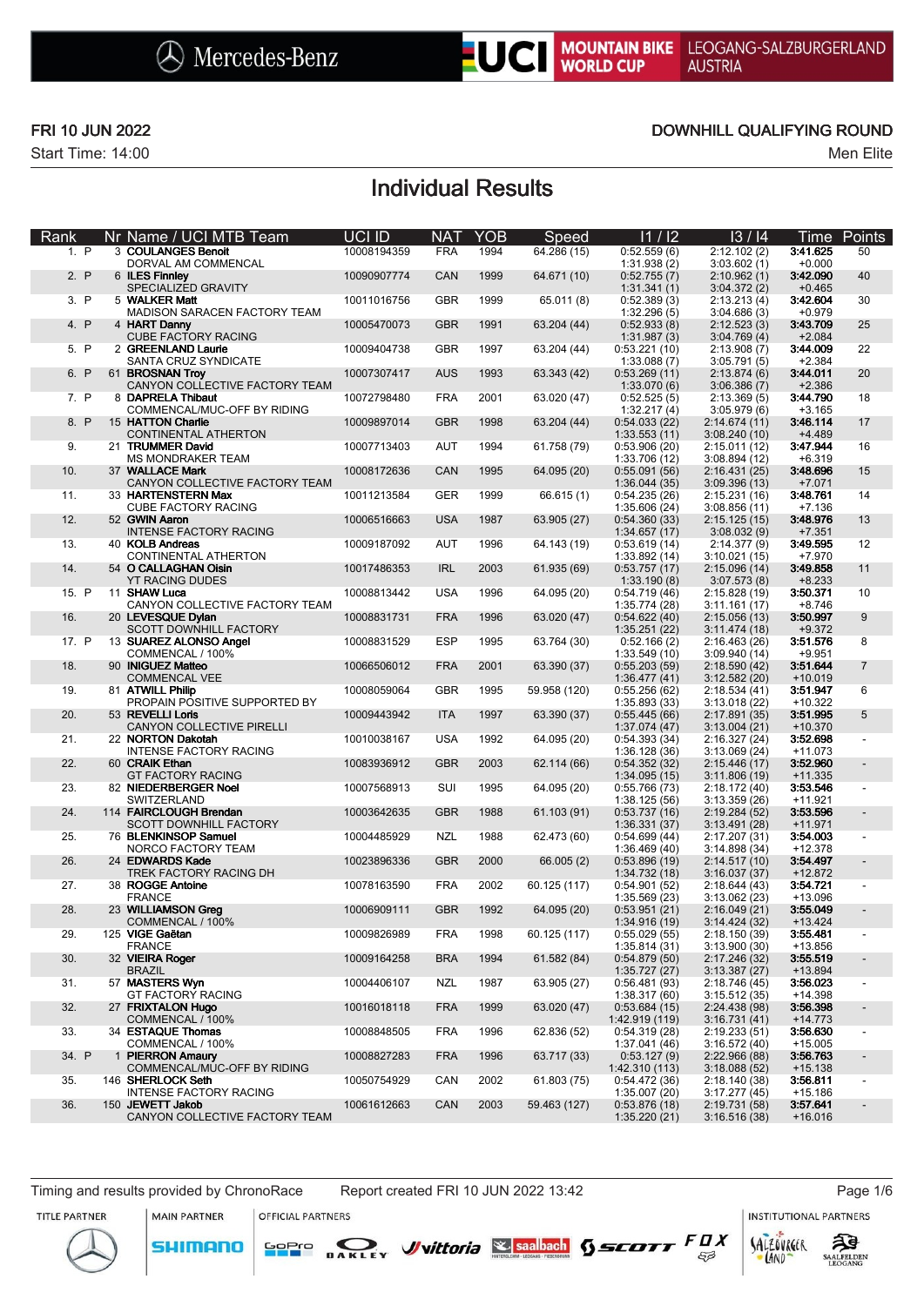Mercedes-Benz | UCI MOUNTAIN BIKE WORLD CUP | LEOGANG-SALZBURGERLAND AUSTRIA

FRI 10 JUN 2022
Start Time: 14:00

DOWNHILL QUALIFYING ROUND
Men Elite

# Individual Results

| Rank | | Nr | Name / UCI MTB Team | UCI ID | NAT | YOB | Speed | I1 / I2 | I3 / I4 | Time | Points |
|---|---|---|---|---|---|---|---|---|---|---|---|
| 1. | P | 3 | **COULANGES Benoit**<br>DORVAL AM COMMENCAL | 10008194359 | FRA | 1994 | 64.286 (15) | 0:52.559 (6)<br>1:31.938 (2) | 2:12.102 (2)<br>3:03.602 (1) | **3:41.625**<br>+0.000 | 50 |
| 2. | P | 6 | **ILES Finnley**<br>SPECIALIZED GRAVITY | 10090907774 | CAN | 1999 | 64.671 (10) | 0:52.755 (7)<br>1:31.341 (1) | 2:10.962 (1)<br>3:04.372 (2) | **3:42.090**<br>+0.465 | 40 |
| 3. | P | 5 | **WALKER Matt**<br>MADISON SARACEN FACTORY TEAM | 10011016756 | GBR | 1999 | 65.011 (8) | 0:52.389 (3)<br>1:32.296 (5) | 2:13.213 (4)<br>3:04.686 (3) | **3:42.604**<br>+0.979 | 30 |
| 4. | P | 4 | **HART Danny**<br>CUBE FACTORY RACING | 10005470073 | GBR | 1991 | 63.204 (44) | 0:52.933 (8)<br>1:31.987 (3) | 2:12.523 (3)<br>3:04.769 (4) | **3:43.709**<br>+2.084 | 25 |
| 5. | P | 2 | **GREENLAND Laurie**<br>SANTA CRUZ SYNDICATE | 10009404738 | GBR | 1997 | 63.204 (44) | 0:53.221 (10)<br>1:33.088 (7) | 2:13.908 (7)<br>3:05.791 (5) | **3:44.009**<br>+2.384 | 22 |
| 6. | P | 61 | **BROSNAN Troy**<br>CANYON COLLECTIVE FACTORY TEAM | 10007307417 | AUS | 1993 | 63.343 (42) | 0:53.269 (11)<br>1:33.070 (6) | 2:13.874 (6)<br>3:06.386 (7) | **3:44.011**<br>+2.386 | 20 |
| 7. | P | 8 | **DAPRELA Thibaut**<br>COMMENCAL/MUC-OFF BY RIDING | 10072798480 | FRA | 2001 | 63.020 (47) | 0:52.525 (5)<br>1:32.217 (4) | 2:13.369 (5)<br>3:05.979 (6) | **3:44.790**<br>+3.165 | 18 |
| 8. | P | 15 | **HATTON Charlie**<br>CONTINENTAL ATHERTON | 10009897014 | GBR | 1998 | 63.204 (44) | 0:54.033 (22)<br>1:33.553 (11) | 2:14.674 (11)<br>3:08.240 (10) | **3:46.114**<br>+4.489 | 17 |
| 9. | | 21 | **TRUMMER David**<br>MS MONDRAKER TEAM | 10007713403 | AUT | 1994 | 61.758 (79) | 0:53.906 (20)<br>1:33.706 (12) | 2:15.011 (12)<br>3:08.894 (12) | **3:47.944**<br>+6.319 | 16 |
| 10. | | 37 | **WALLACE Mark**<br>CANYON COLLECTIVE FACTORY TEAM | 10008172636 | CAN | 1995 | 64.095 (20) | 0:55.091 (56)<br>1:36.044 (35) | 2:16.431 (25)<br>3:09.396 (13) | **3:48.696**<br>+7.071 | 15 |
| 11. | | 33 | **HARTENSTERN Max**<br>CUBE FACTORY RACING | 10011213584 | GER | 1999 | 66.615 (1) | 0:54.235 (26)<br>1:35.606 (24) | 2:15.231 (16)<br>3:08.856 (11) | **3:48.761**<br>+7.136 | 14 |
| 12. | | 52 | **GWIN Aaron**<br>INTENSE FACTORY RACING | 10006516663 | USA | 1987 | 63.905 (27) | 0:54.360 (33)<br>1:34.657 (17) | 2:15.125 (15)<br>3:08.032 (9) | **3:48.976**<br>+7.351 | 13 |
| 13. | | 40 | **KOLB Andreas**<br>CONTINENTAL ATHERTON | 10009187092 | AUT | 1996 | 64.143 (19) | 0:53.619 (14)<br>1:33.892 (14) | 2:14.377 (9)<br>3:10.021 (15) | **3:49.595**<br>+7.970 | 12 |
| 14. | | 54 | **O CALLAGHAN Oisin**<br>YT RACING DUDES | 10017486353 | IRL | 2003 | 61.935 (69) | 0:53.757 (17)<br>1:33.190 (8) | 2:15.096 (14)<br>3:07.573 (8) | **3:49.858**<br>+8.233 | 11 |
| 15. | P | 11 | **SHAW Luca**<br>CANYON COLLECTIVE FACTORY TEAM | 10008813442 | USA | 1996 | 64.095 (20) | 0:54.719 (46)<br>1:35.774 (28) | 2:15.828 (19)<br>3:11.161 (17) | **3:50.371**<br>+8.746 | 10 |
| 16. | | 20 | **LEVESQUE Dylan**<br>SCOTT DOWNHILL FACTORY | 10008831731 | FRA | 1996 | 63.020 (47) | 0:54.622 (40)<br>1:35.251 (22) | 2:15.056 (13)<br>3:11.474 (18) | **3:50.997**<br>+9.372 | 9 |
| 17. | P | 13 | **SUAREZ ALONSO Angel**<br>COMMENCAL / 100% | 10008831529 | ESP | 1995 | 63.764 (30) | 0:52.166 (2)<br>1:33.549 (10) | 2:16.463 (26)<br>3:09.940 (14) | **3:51.576**<br>+9.951 | 8 |
| 18. | | 90 | **INIGUEZ Matteo**<br>COMMENCAL VEE | 10066506012 | FRA | 2001 | 63.390 (37) | 0:55.203 (59)<br>1:36.477 (41) | 2:18.590 (42)<br>3:12.582 (20) | **3:51.644**<br>+10.019 | 7 |
| 19. | | 81 | **ATWILL Philip**<br>PROPAIN POSITIVE SUPPORTED BY | 10008059064 | GBR | 1995 | 59.958 (120) | 0:55.256 (62)<br>1:35.893 (33) | 2:18.534 (41)<br>3:13.018 (22) | **3:51.947**<br>+10.322 | 6 |
| 20. | | 53 | **REVELLI Loris**<br>CANYON COLLECTIVE PIRELLI | 10009443942 | ITA | 1997 | 63.390 (37) | 0:55.445 (66)<br>1:37.074 (47) | 2:17.891 (35)<br>3:13.004 (21) | **3:51.995**<br>+10.370 | 5 |
| 21. | | 22 | **NORTON Dakotah**<br>INTENSE FACTORY RACING | 10010038167 | USA | 1992 | 64.095 (20) | 0:54.393 (34)<br>1:36.128 (36) | 2:16.327 (24)<br>3:13.069 (24) | **3:52.698**<br>+11.073 | - |
| 22. | | 60 | **CRAIK Ethan**<br>GT FACTORY RACING | 10083936912 | GBR | 2003 | 62.114 (66) | 0:54.352 (32)<br>1:34.095 (15) | 2:15.446 (17)<br>3:11.806 (19) | **3:52.960**<br>+11.335 | - |
| 23. | | 82 | **NIEDERBERGER Noel**<br>SWITZERLAND | 10007568913 | SUI | 1995 | 64.095 (20) | 0:55.766 (73)<br>1:38.125 (56) | 2:18.172 (40)<br>3:13.359 (26) | **3:53.546**<br>+11.921 | - |
| 24. | | 114 | **FAIRCLOUGH Brendan**<br>SCOTT DOWNHILL FACTORY | 10003642635 | GBR | 1988 | 61.103 (91) | 0:53.737 (16)<br>1:36.331 (37) | 2:19.284 (52)<br>3:13.491 (28) | **3:53.596**<br>+11.971 | - |
| 25. | | 76 | **BLENKINSOP Samuel**<br>NORCO FACTORY TEAM | 10004485929 | NZL | 1988 | 62.473 (60) | 0:54.699 (44)<br>1:36.469 (40) | 2:17.207 (31)<br>3:14.898 (34) | **3:54.003**<br>+12.378 | - |
| 26. | | 24 | **EDWARDS Kade**<br>TREK FACTORY RACING DH | 10023896336 | GBR | 2000 | 66.005 (2) | 0:53.896 (19)<br>1:34.732 (18) | 2:14.517 (10)<br>3:16.037 (37) | **3:54.497**<br>+12.872 | - |
| 27. | | 38 | **ROGGE Antoine**<br>FRANCE | 10078163590 | FRA | 2002 | 60.125 (117) | 0:54.901 (52)<br>1:35.569 (23) | 2:18.644 (43)<br>3:13.062 (23) | **3:54.721**<br>+13.096 | - |
| 28. | | 23 | **WILLIAMSON Greg**<br>COMMENCAL / 100% | 10006909111 | GBR | 1992 | 64.095 (20) | 0:53.951 (21)<br>1:34.916 (19) | 2:16.049 (21)<br>3:14.424 (32) | **3:55.049**<br>+13.424 | - |
| 29. | | 125 | **VIGE Gaëtan**<br>FRANCE | 10009826989 | FRA | 1998 | 60.125 (117) | 0:55.029 (55)<br>1:35.814 (31) | 2:18.150 (39)<br>3:13.900 (30) | **3:55.481**<br>+13.856 | - |
| 30. | | 32 | **VIEIRA Roger**<br>BRAZIL | 10009164258 | BRA | 1994 | 61.582 (84) | 0:54.879 (50)<br>1:35.727 (27) | 2:17.246 (32)<br>3:13.387 (27) | **3:55.519**<br>+13.894 | - |
| 31. | | 57 | **MASTERS Wyn**<br>GT FACTORY RACING | 10004406107 | NZL | 1987 | 63.905 (27) | 0:56.481 (93)<br>1:38.317 (60) | 2:18.746 (45)<br>3:15.512 (35) | **3:56.023**<br>+14.398 | - |
| 32. | | 27 | **FRIXTALON Hugo**<br>COMMENCAL / 100% | 10016018118 | FRA | 1999 | 63.020 (47) | 0:53.684 (15)<br>1:42.919 (119) | 2:24.438 (98)<br>3:16.731 (41) | **3:56.398**<br>+14.773 | - |
| 33. | | 34 | **ESTAQUE Thomas**<br>COMMENCAL / 100% | 10008848505 | FRA | 1996 | 62.836 (52) | 0:54.319 (28)<br>1:37.041 (46) | 2:19.233 (51)<br>3:16.572 (40) | **3:56.630**<br>+15.005 | - |
| 34. | P | 1 | **PIERRON Amaury**<br>COMMENCAL/MUC-OFF BY RIDING | 10008827283 | FRA | 1996 | 63.717 (33) | 0:53.127 (9)<br>1:42.310 (113) | 2:22.966 (88)<br>3:18.088 (52) | **3:56.763**<br>+15.138 | - |
| 35. | | 146 | **SHERLOCK Seth**<br>INTENSE FACTORY RACING | 10050754929 | CAN | 2002 | 61.803 (75) | 0:54.472 (36)<br>1:35.007 (20) | 2:18.140 (38)<br>3:17.277 (45) | **3:56.811**<br>+15.186 | - |
| 36. | | 150 | **JEWETT Jakob**<br>CANYON COLLECTIVE FACTORY TEAM | 10061612663 | CAN | 2003 | 59.463 (127) | 0:53.876 (18)<br>1:35.220 (21) | 2:19.731 (58)<br>3:16.516 (38) | **3:57.641**<br>+16.016 | - |

Timing and results provided by ChronoRace    Report created FRI 10 JUN 2022 13:42

TITLE PARTNER | MAIN PARTNER | OFFICIAL PARTNERS | INSTITUTIONAL PARTNERS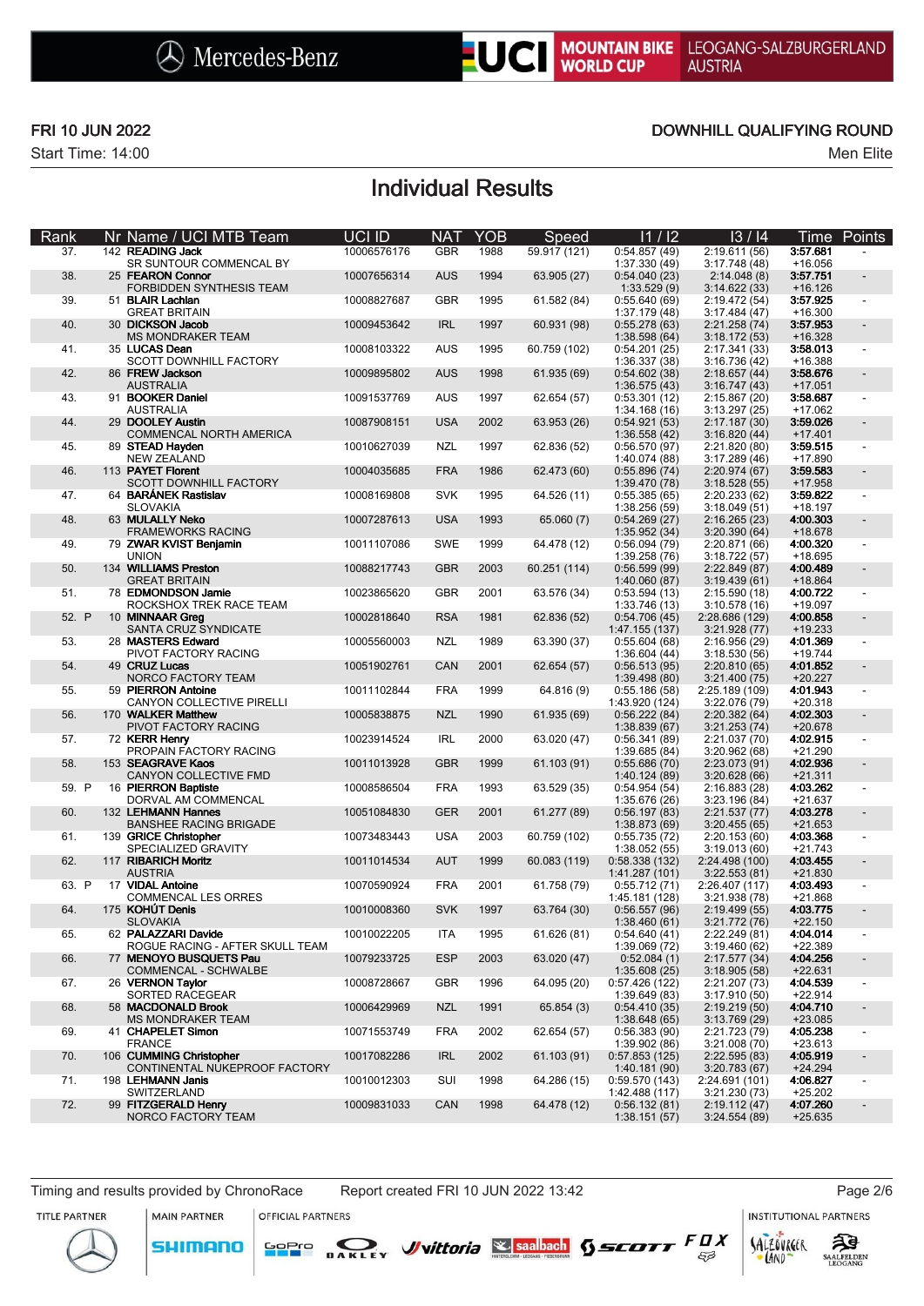FRI 10 JUN 2022

Start Time: 14:00

DOWNHILL QUALIFYING ROUND

Men Elite

# Individual Results

| Rank | Nr | Name / UCI MTB Team | UCI ID | NAT | YOB | Speed | I1 / I2 | I3 / I4 | Time | Points |
|---|---|---|---|---|---|---|---|---|---|---|
| 37. | 142 | **READING Jack**<br>SR SUNTOUR COMMENCAL BY | 10006576176 | GBR | 1988 | 59.917 (121) | 0:54.857 (49)<br>1:37.330 (49) | 2:19.611 (56)<br>3:17.748 (48) | **3:57.681**<br>+16.056 | - |
| 38. | 25 | **FEARON Connor**<br>FORBIDDEN SYNTHESIS TEAM | 10007656314 | AUS | 1994 | 63.905 (27) | 0:54.040 (23)<br>1:33.529 (9) | 2:14.048 (8)<br>3:14.622 (33) | **3:57.751**<br>+16.126 | - |
| 39. | 51 | **BLAIR Lachlan**<br>GREAT BRITAIN | 10008827687 | GBR | 1995 | 61.582 (84) | 0:55.640 (69)<br>1:37.179 (48) | 2:19.472 (54)<br>3:17.484 (47) | **3:57.925**<br>+16.300 | - |
| 40. | 30 | **DICKSON Jacob**<br>MS MONDRAKER TEAM | 10009453642 | IRL | 1997 | 60.931 (98) | 0:55.278 (63)<br>1:38.598 (64) | 2:21.258 (74)<br>3:18.172 (53) | **3:57.953**<br>+16.328 | - |
| 41. | 35 | **LUCAS Dean**<br>SCOTT DOWNHILL FACTORY | 10008103322 | AUS | 1995 | 60.759 (102) | 0:54.201 (25)<br>1:36.337 (38) | 2:17.341 (33)<br>3:16.736 (42) | **3:58.013**<br>+16.388 | - |
| 42. | 86 | **FREW Jackson**<br>AUSTRALIA | 10009895802 | AUS | 1998 | 61.935 (69) | 0:54.602 (38)<br>1:36.575 (43) | 2:18.657 (44)<br>3:16.747 (43) | **3:58.676**<br>+17.051 | - |
| 43. | 91 | **BOOKER Daniel**<br>AUSTRALIA | 10091537769 | AUS | 1997 | 62.654 (57) | 0:53.301 (12)<br>1:34.168 (16) | 2:15.867 (20)<br>3:13.297 (25) | **3:58.687**<br>+17.062 | - |
| 44. | 29 | **DOOLEY Austin**<br>COMMENCAL NORTH AMERICA | 10087908151 | USA | 2002 | 63.953 (26) | 0:54.921 (53)<br>1:36.558 (42) | 2:17.187 (30)<br>3:16.820 (44) | **3:59.026**<br>+17.401 | - |
| 45. | 89 | **STEAD Hayden**<br>NEW ZEALAND | 10010627039 | NZL | 1997 | 62.836 (52) | 0:56.570 (97)<br>1:40.074 (88) | 2:21.820 (80)<br>3:17.289 (46) | **3:59.515**<br>+17.890 | - |
| 46. | 113 | **PAYET Florent**<br>SCOTT DOWNHILL FACTORY | 10004035685 | FRA | 1986 | 62.473 (60) | 0:55.896 (74)<br>1:39.470 (78) | 2:20.974 (67)<br>3:18.528 (55) | **3:59.583**<br>+17.958 | - |
| 47. | 64 | **BARÁNEK Rastislav**<br>SLOVAKIA | 10008169808 | SVK | 1995 | 64.526 (11) | 0:55.385 (65)<br>1:38.256 (59) | 2:20.233 (62)<br>3:18.049 (51) | **3:59.822**<br>+18.197 | - |
| 48. | 63 | **MULALLY Neko**<br>FRAMEWORKS RACING | 10007287613 | USA | 1993 | 65.060 (7) | 0:54.269 (27)<br>1:35.952 (34) | 2:16.265 (23)<br>3:20.390 (64) | **4:00.303**<br>+18.678 | - |
| 49. | 79 | **ZWAR KVIST Benjamin**<br>UNION | 10011107086 | SWE | 1999 | 64.478 (12) | 0:56.094 (79)<br>1:39.258 (76) | 2:20.871 (66)<br>3:18.722 (57) | **4:00.320**<br>+18.695 | - |
| 50. | 134 | **WILLIAMS Preston**<br>GREAT BRITAIN | 10088217743 | GBR | 2003 | 60.251 (114) | 0:56.599 (99)<br>1:40.060 (87) | 2:22.849 (87)<br>3:19.439 (61) | **4:00.489**<br>+18.864 | - |
| 51. | 78 | **EDMONDSON Jamie**<br>ROCKSHOX TREK RACE TEAM | 10023865620 | GBR | 2001 | 63.576 (34) | 0:53.594 (13)<br>1:33.746 (13) | 2:15.590 (18)<br>3:10.578 (16) | **4:00.722**<br>+19.097 | - |
| 52. P | 10 | **MINNAAR Greg**<br>SANTA CRUZ SYNDICATE | 10002818640 | RSA | 1981 | 62.836 (52) | 0:54.706 (45)<br>1:47.155 (137) | 2:28.686 (129)<br>3:21.928 (77) | **4:00.858**<br>+19.233 | - |
| 53. | 28 | **MASTERS Edward**<br>PIVOT FACTORY RACING | 10005560003 | NZL | 1989 | 63.390 (37) | 0:55.604 (68)<br>1:36.604 (44) | 2:16.956 (29)<br>3:18.530 (56) | **4:01.369**<br>+19.744 | - |
| 54. | 49 | **CRUZ Lucas**<br>NORCO FACTORY TEAM | 10051902761 | CAN | 2001 | 62.654 (57) | 0:56.513 (95)<br>1:39.498 (80) | 2:20.810 (65)<br>3:21.400 (75) | **4:01.852**<br>+20.227 | - |
| 55. | 59 | **PIERRON Antoine**<br>CANYON COLLECTIVE PIRELLI | 10011102844 | FRA | 1999 | 64.816 (9) | 0:55.186 (58)<br>1:43.920 (124) | 2:25.189 (109)<br>3:22.076 (79) | **4:01.943**<br>+20.318 | - |
| 56. | 170 | **WALKER Matthew**<br>PIVOT FACTORY RACING | 10005838875 | NZL | 1990 | 61.935 (69) | 0:56.222 (84)<br>1:38.839 (67) | 2:20.382 (64)<br>3:21.253 (74) | **4:02.303**<br>+20.678 | - |
| 57. | 72 | **KERR Henry**<br>PROPAIN FACTORY RACING | 10023914524 | IRL | 2000 | 63.020 (47) | 0:56.341 (89)<br>1:39.685 (84) | 2:21.037 (70)<br>3:20.962 (68) | **4:02.915**<br>+21.290 | - |
| 58. | 153 | **SEAGRAVE Kaos**<br>CANYON COLLECTIVE FMD | 10011013928 | GBR | 1999 | 61.103 (91) | 0:55.686 (70)<br>1:40.124 (89) | 2:23.073 (91)<br>3:20.628 (66) | **4:02.936**<br>+21.311 | - |
| 59. P | 16 | **PIERRON Baptiste**<br>DORVAL AM COMMENCAL | 10008586504 | FRA | 1993 | 63.529 (35) | 0:54.954 (54)<br>1:35.676 (26) | 2:16.883 (28)<br>3:23.196 (84) | **4:03.262**<br>+21.637 | - |
| 60. | 132 | **LEHMANN Hannes**<br>BANSHEE RACING BRIGADE | 10051084830 | GER | 2001 | 61.277 (89) | 0:56.197 (83)<br>1:38.873 (69) | 2:21.537 (77)<br>3:20.455 (65) | **4:03.278**<br>+21.653 | - |
| 61. | 139 | **GRICE Christopher**<br>SPECIALIZED GRAVITY | 10073483443 | USA | 2003 | 60.759 (102) | 0:55.735 (72)<br>1:38.052 (55) | 2:20.153 (60)<br>3:19.013 (60) | **4:03.368**<br>+21.743 | - |
| 62. | 117 | **RIBARICH Moritz**<br>AUSTRIA | 10011014534 | AUT | 1999 | 60.083 (119) | 0:58.338 (132)<br>1:41.287 (101) | 2:24.498 (100)<br>3:22.553 (81) | **4:03.455**<br>+21.830 | - |
| 63. P | 17 | **VIDAL Antoine**<br>COMMENCAL LES ORRES | 10070590924 | FRA | 2001 | 61.758 (79) | 0:55.712 (71)<br>1:45.181 (128) | 2:26.407 (117)<br>3:21.938 (78) | **4:03.493**<br>+21.868 | - |
| 64. | 175 | **KOHÚT Denis**<br>SLOVAKIA | 10010008360 | SVK | 1997 | 63.764 (30) | 0:56.557 (96)<br>1:38.460 (61) | 2:19.499 (55)<br>3:21.772 (76) | **4:03.775**<br>+22.150 | - |
| 65. | 62 | **PALAZZARI Davide**<br>ROGUE RACING - AFTER SKULL TEAM | 10010022205 | ITA | 1995 | 61.626 (81) | 0:54.640 (41)<br>1:39.069 (72) | 2:22.249 (81)<br>3:19.460 (62) | **4:04.014**<br>+22.389 | - |
| 66. | 77 | **MENOYO BUSQUETS Pau**<br>COMMENCAL - SCHWALBE | 10079233725 | ESP | 2003 | 63.020 (47) | 0:52.084 (1)<br>1:35.608 (25) | 2:17.577 (34)<br>3:18.905 (58) | **4:04.256**<br>+22.631 | - |
| 67. | 26 | **VERNON Taylor**<br>SORTED RACEGEAR | 10008728667 | GBR | 1996 | 64.095 (20) | 0:57.426 (122)<br>1:39.649 (83) | 2:21.207 (73)<br>3:17.910 (50) | **4:04.539**<br>+22.914 | - |
| 68. | 58 | **MACDONALD Brook**<br>MS MONDRAKER TEAM | 10006429969 | NZL | 1991 | 65.854 (3) | 0:54.410 (35)<br>1:38.648 (65) | 2:19.219 (50)<br>3:13.769 (29) | **4:04.710**<br>+23.085 | - |
| 69. | 41 | **CHAPELET Simon**<br>FRANCE | 10071553749 | FRA | 2002 | 62.654 (57) | 0:56.383 (90)<br>1:39.902 (86) | 2:21.723 (79)<br>3:21.008 (70) | **4:05.238**<br>+23.613 | - |
| 70. | 106 | **CUMMING Christopher**<br>CONTINENTAL NUKEPROOF FACTORY | 10017082286 | IRL | 2002 | 61.103 (91) | 0:57.853 (125)<br>1:40.181 (90) | 2:22.595 (83)<br>3:20.783 (67) | **4:05.919**<br>+24.294 | - |
| 71. | 198 | **LEHMANN Janis**<br>SWITZERLAND | 10010012303 | SUI | 1998 | 64.286 (15) | 0:59.570 (143)<br>1:42.488 (117) | 2:24.691 (101)<br>3:21.230 (73) | **4:06.827**<br>+25.202 | - |
| 72. | 99 | **FITZGERALD Henry**<br>NORCO FACTORY TEAM | 10009831033 | CAN | 1998 | 64.478 (12) | 0:56.132 (81)<br>1:38.151 (57) | 2:19.112 (47)<br>3:24.554 (89) | **4:07.260**<br>+25.635 | - |

Timing and results provided by ChronoRace

Report created FRI 10 JUN 2022 13:42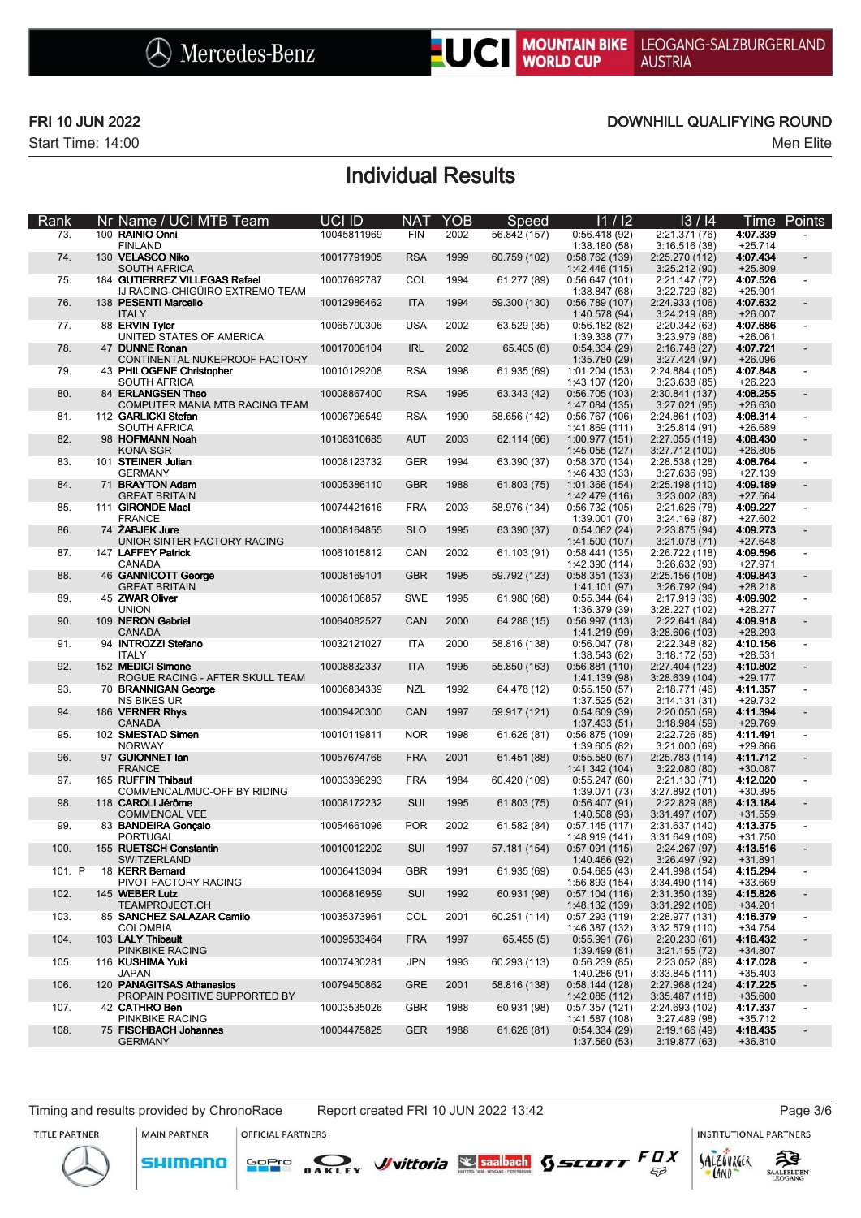FRI 10 JUN 2022

Start Time: 14:00

DOWNHILL QUALIFYING ROUND

Men Elite

# Individual Results

| Rank | Nr | Name / UCI MTB Team | UCI ID | NAT | YOB | Speed | I1 / I2 | I3 / I4 | Time | Points |
|---|---|---|---|---|---|---|---|---|---|---|
| 73. | 100 | **RAINIO Onni**<br>FINLAND | 10045811969 | FIN | 2002 | 56.842 (157) | 0:56.418 (92)<br>1:38.180 (58) | 2:21.371 (76)<br>3:16.516 (38) | **4:07.339**<br>+25.714 | - |
| 74. | 130 | **VELASCO Niko**<br>SOUTH AFRICA | 10017791905 | RSA | 1999 | 60.759 (102) | 0:58.762 (139)<br>1:42.446 (115) | 2:25.270 (112)<br>3:25.212 (90) | **4:07.434**<br>+25.809 | - |
| 75. | 184 | **GUTIERREZ VILLEGAS Rafael**<br>IJ RACING-CHIGÜIRO EXTREMO TEAM | 10007692787 | COL | 1994 | 61.277 (89) | 0:56.647 (101)<br>1:38.847 (68) | 2:21.147 (72)<br>3:22.729 (82) | **4:07.526**<br>+25.901 | - |
| 76. | 138 | **PESENTI Marcello**<br>ITALY | 10012986462 | ITA | 1994 | 59.300 (130) | 0:56.789 (107)<br>1:40.578 (94) | 2:24.933 (106)<br>3:24.219 (88) | **4:07.632**<br>+26.007 | - |
| 77. | 88 | **ERVIN Tyler**<br>UNITED STATES OF AMERICA | 10065700306 | USA | 2002 | 63.529 (35) | 0:56.182 (82)<br>1:39.338 (77) | 2:20.342 (63)<br>3:23.979 (86) | **4:07.686**<br>+26.061 | - |
| 78. | 47 | **DUNNE Ronan**<br>CONTINENTAL NUKEPROOF FACTORY | 10017006104 | IRL | 2002 | 65.405 (6) | 0:54.334 (29)<br>1:35.780 (29) | 2:16.748 (27)<br>3:27.424 (97) | **4:07.721**<br>+26.096 | - |
| 79. | 43 | **PHILOGENE Christopher**<br>SOUTH AFRICA | 10010129208 | RSA | 1998 | 61.935 (69) | 1:01.204 (153)<br>1:43.107 (120) | 2:24.884 (105)<br>3:23.638 (85) | **4:07.848**<br>+26.223 | - |
| 80. | 84 | **ERLANGSEN Theo**<br>COMPUTER MANIA MTB RACING TEAM | 10008867400 | RSA | 1995 | 63.343 (42) | 0:56.705 (103)<br>1:47.084 (135) | 2:30.841 (137)<br>3:27.021 (95) | **4:08.255**<br>+26.630 | - |
| 81. | 112 | **GARLICKI Stefan**<br>SOUTH AFRICA | 10006796549 | RSA | 1990 | 58.656 (142) | 0:56.767 (106)<br>1:41.869 (111) | 2:24.861 (103)<br>3:25.814 (91) | **4:08.314**<br>+26.689 | - |
| 82. | 98 | **HOFMANN Noah**<br>KONA SGR | 10108310685 | AUT | 2003 | 62.114 (66) | 1:00.977 (151)<br>1:45.055 (127) | 2:27.055 (119)<br>3:27.712 (100) | **4:08.430**<br>+26.805 | - |
| 83. | 101 | **STEINER Julian**<br>GERMANY | 10008123732 | GER | 1994 | 63.390 (37) | 0:58.370 (134)<br>1:46.433 (133) | 2:28.538 (128)<br>3:27.636 (99) | **4:08.764**<br>+27.139 | - |
| 84. | 71 | **BRAYTON Adam**<br>GREAT BRITAIN | 10005386110 | GBR | 1988 | 61.803 (75) | 1:01.366 (154)<br>1:42.479 (116) | 2:25.198 (110)<br>3:23.002 (83) | **4:09.189**<br>+27.564 | - |
| 85. | 111 | **GIRONDE Mael**<br>FRANCE | 10074421616 | FRA | 2003 | 58.976 (134) | 0:56.732 (105)<br>1:39.001 (70) | 2:21.626 (78)<br>3:24.169 (87) | **4:09.227**<br>+27.602 | - |
| 86. | 74 | **ŽABJEK Jure**<br>UNIOR SINTER FACTORY RACING | 10008164855 | SLO | 1995 | 63.390 (37) | 0:54.062 (24)<br>1:41.500 (107) | 2:23.875 (94)<br>3:21.078 (71) | **4:09.273**<br>+27.648 | - |
| 87. | 147 | **LAFFEY Patrick**<br>CANADA | 10061015812 | CAN | 2002 | 61.103 (91) | 0:58.441 (135)<br>1:42.390 (114) | 2:26.722 (118)<br>3:26.632 (93) | **4:09.596**<br>+27.971 | - |
| 88. | 46 | **GANNICOTT George**<br>GREAT BRITAIN | 10008169101 | GBR | 1995 | 59.792 (123) | 0:58.351 (133)<br>1:41.101 (97) | 2:25.156 (108)<br>3:26.792 (94) | **4:09.843**<br>+28.218 | - |
| 89. | 45 | **ZWAR Oliver**<br>UNION | 10008106857 | SWE | 1995 | 61.980 (68) | 0:55.344 (64)<br>1:36.379 (39) | 2:17.919 (36)<br>3:28.227 (102) | **4:09.902**<br>+28.277 | - |
| 90. | 109 | **NERON Gabriel**<br>CANADA | 10064082527 | CAN | 2000 | 64.286 (15) | 0:56.997 (113)<br>1:41.219 (99) | 2:22.641 (84)<br>3:28.606 (103) | **4:09.918**<br>+28.293 | - |
| 91. | 94 | **INTROZZI Stefano**<br>ITALY | 10032121027 | ITA | 2000 | 58.816 (138) | 0:56.047 (78)<br>1:38.543 (62) | 2:22.348 (82)<br>3:18.172 (53) | **4:10.156**<br>+28.531 | - |
| 92. | 152 | **MEDICI Simone**<br>ROGUE RACING - AFTER SKULL TEAM | 10008832337 | ITA | 1995 | 55.850 (163) | 0:56.881 (110)<br>1:41.139 (98) | 2:27.404 (123)<br>3:28.639 (104) | **4:10.802**<br>+29.177 | - |
| 93. | 70 | **BRANNIGAN George**<br>NS BIKES UR | 10006834339 | NZL | 1992 | 64.478 (12) | 0:55.150 (57)<br>1:37.525 (52) | 2:18.771 (46)<br>3:14.131 (31) | **4:11.357**<br>+29.732 | - |
| 94. | 186 | **VERNER Rhys**<br>CANADA | 10009420300 | CAN | 1997 | 59.917 (121) | 0:54.609 (39)<br>1:37.433 (51) | 2:20.050 (59)<br>3:18.984 (59) | **4:11.394**<br>+29.769 | - |
| 95. | 102 | **SMESTAD Simen**<br>NORWAY | 10010119811 | NOR | 1998 | 61.626 (81) | 0:56.875 (109)<br>1:39.605 (82) | 2:22.726 (85)<br>3:21.000 (69) | **4:11.491**<br>+29.866 | - |
| 96. | 97 | **GUIONNET Ian**<br>FRANCE | 10057674766 | FRA | 2001 | 61.451 (88) | 0:55.580 (67)<br>1:41.342 (104) | 2:25.783 (114)<br>3:22.080 (80) | **4:11.712**<br>+30.087 | - |
| 97. | 165 | **RUFFIN Thibaut**<br>COMMENCAL/MUC-OFF BY RIDING | 10003396293 | FRA | 1984 | 60.420 (109) | 0:55.247 (60)<br>1:39.071 (73) | 2:21.130 (71)<br>3:27.892 (101) | **4:12.020**<br>+30.395 | - |
| 98. | 118 | **CAROLI Jérôme**<br>COMMENCAL VEE | 10008172232 | SUI | 1995 | 61.803 (75) | 0:56.407 (91)<br>1:40.508 (93) | 2:22.829 (86)<br>3:31.497 (107) | **4:13.184**<br>+31.559 | - |
| 99. | 83 | **BANDEIRA Gonçalo**<br>PORTUGAL | 10054661096 | POR | 2002 | 61.582 (84) | 0:57.145 (117)<br>1:48.919 (141) | 2:31.637 (140)<br>3:31.649 (109) | **4:13.375**<br>+31.750 | - |
| 100. | 155 | **RUETSCH Constantin**<br>SWITZERLAND | 10010012202 | SUI | 1997 | 57.181 (154) | 0:57.091 (115)<br>1:40.466 (92) | 2:24.267 (97)<br>3:26.497 (92) | **4:13.516**<br>+31.891 | - |
| 101. P | 18 | **KERR Bernard**<br>PIVOT FACTORY RACING | 10006413094 | GBR | 1991 | 61.935 (69) | 0:54.685 (43)<br>1:56.893 (154) | 2:41.998 (154)<br>3:34.490 (114) | **4:15.294**<br>+33.669 | - |
| 102. | 145 | **WEBER Lutz**<br>TEAMPROJECT.CH | 10006816959 | SUI | 1992 | 60.931 (98) | 0:57.104 (116)<br>1:48.132 (139) | 2:31.350 (139)<br>3:31.292 (106) | **4:15.826**<br>+34.201 | - |
| 103. | 85 | **SANCHEZ SALAZAR Camilo**<br>COLOMBIA | 10035373961 | COL | 2001 | 60.251 (114) | 0:57.293 (119)<br>1:46.387 (132) | 2:28.977 (131)<br>3:32.579 (110) | **4:16.379**<br>+34.754 | - |
| 104. | 103 | **LALY Thibault**<br>PINKBIKE RACING | 10009533464 | FRA | 1997 | 65.455 (5) | 0:55.991 (76)<br>1:39.499 (81) | 2:20.230 (62)<br>3:21.155 (72) | **4:16.432**<br>+34.807 | - |
| 105. | 116 | **KUSHIMA Yuki**<br>JAPAN | 10007430281 | JPN | 1993 | 60.293 (113) | 0:56.239 (85)<br>1:40.286 (91) | 2:23.052 (89)<br>3:33.845 (111) | **4:17.028**<br>+35.403 | - |
| 106. | 120 | **PANAGITSAS Athanasios**<br>PROPAIN POSITIVE SUPPORTED BY | 10079450862 | GRE | 2001 | 58.816 (138) | 0:58.144 (128)<br>1:42.085 (112) | 2:27.968 (126)<br>3:35.487 (118) | **4:17.225**<br>+35.600 | - |
| 107. | 42 | **CATHRO Ben**<br>PINKBIKE RACING | 10003535026 | GBR | 1988 | 60.931 (98) | 0:57.357 (121)<br>1:41.587 (108) | 2:24.693 (102)<br>3:27.489 (98) | **4:17.337**<br>+35.712 | - |
| 108. | 75 | **FISCHBACH Johannes**<br>GERMANY | 10004475825 | GER | 1988 | 61.626 (81) | 0:54.334 (29)<br>1:37.560 (53) | 2:19.166 (49)<br>3:19.877 (63) | **4:18.435**<br>+36.810 | - |

Timing and results provided by ChronoRace    Report created FRI 10 JUN 2022 13:42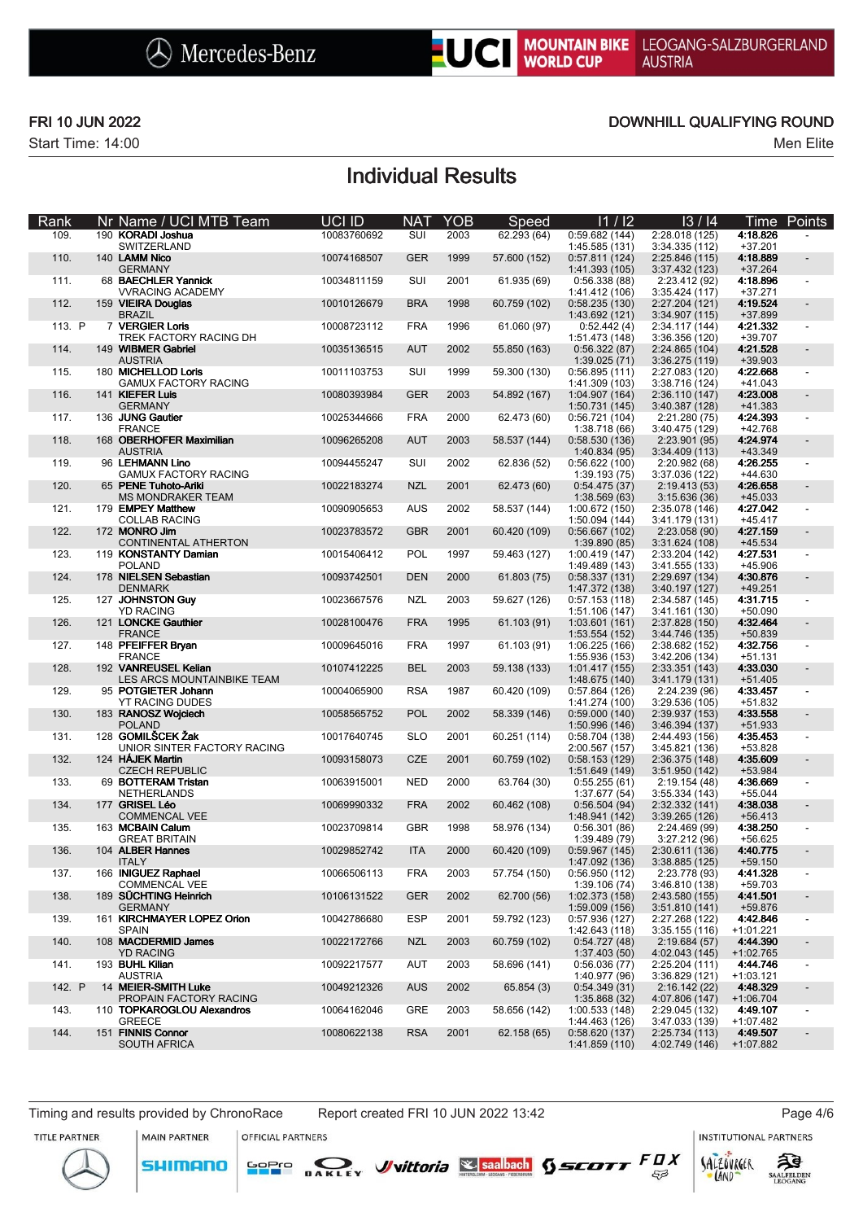FRI 10 JUN 2022
Start Time: 14:00

DOWNHILL QUALIFYING ROUND
Men Elite

# Individual Results

| Rank | Nr | Name / UCI MTB Team | UCI ID | NAT | YOB | Speed | I1 / I2 | I3 / I4 | Time | Points |
|---|---|---|---|---|---|---|---|---|---|---|
| 109. | 190 | **KORADI Joshua** SWITZERLAND | 10083760692 | SUI | 2003 | 62.293 (64) | 0:59.682 (144) 1:45.585 (131) | 2:28.018 (125) 3:34.335 (112) | **4:18.826** +37.201 | - |
| 110. | 140 | **LAMM Nico** GERMANY | 10074168507 | GER | 1999 | 57.600 (152) | 0:57.811 (124) 1:41.393 (105) | 2:25.846 (115) 3:37.432 (123) | **4:18.889** +37.264 | - |
| 111. | 68 | **BAECHLER Yannick** VVRACING ACADEMY | 10034811159 | SUI | 2001 | 61.935 (69) | 0:56.338 (88) 1:41.412 (106) | 2:23.412 (92) 3:35.424 (117) | **4:18.896** +37.271 | - |
| 112. | 159 | **VIEIRA Douglas** BRAZIL | 10010126679 | BRA | 1998 | 60.759 (102) | 0:58.235 (130) 1:43.692 (121) | 2:27.204 (121) 3:34.907 (115) | **4:19.524** +37.899 | - |
| 113. P | 7 | **VERGIER Loris** TREK FACTORY RACING DH | 10008723112 | FRA | 1996 | 61.060 (97) | 0:52.442 (4) 1:51.473 (148) | 2:34.117 (144) 3:36.356 (120) | **4:21.332** +39.707 | - |
| 114. | 149 | **WIBMER Gabriel** AUSTRIA | 10035136515 | AUT | 2002 | 55.850 (163) | 0:56.322 (87) 1:39.025 (71) | 2:24.865 (104) 3:36.275 (119) | **4:21.528** +39.903 | - |
| 115. | 180 | **MICHELLOD Loris** GAMUX FACTORY RACING | 10011103753 | SUI | 1999 | 59.300 (130) | 0:56.895 (111) 1:41.309 (103) | 2:27.083 (120) 3:38.716 (124) | **4:22.668** +41.043 | - |
| 116. | 141 | **KIEFER Luis** GERMANY | 10080393984 | GER | 2003 | 54.892 (167) | 1:04.907 (164) 1:50.731 (145) | 2:36.110 (147) 3:40.387 (128) | **4:23.008** +41.383 | - |
| 117. | 136 | **JUNG Gautier** FRANCE | 10025344666 | FRA | 2000 | 62.473 (60) | 0:56.721 (104) 1:38.718 (66) | 2:21.280 (75) 3:40.475 (129) | **4:24.393** +42.768 | - |
| 118. | 168 | **OBERHOFER Maximilian** AUSTRIA | 10096265208 | AUT | 2003 | 58.537 (144) | 0:58.530 (136) 1:40.834 (95) | 2:23.901 (95) 3:34.409 (113) | **4:24.974** +43.349 | - |
| 119. | 96 | **LEHMANN Lino** GAMUX FACTORY RACING | 10094455247 | SUI | 2002 | 62.836 (52) | 0:56.622 (100) 1:39.193 (75) | 2:20.982 (68) 3:37.036 (122) | **4:26.255** +44.630 | - |
| 120. | 65 | **PENE Tuhoto-Ariki** MS MONDRAKER TEAM | 10022183274 | NZL | 2001 | 62.473 (60) | 0:54.475 (37) 1:38.569 (63) | 2:19.413 (53) 3:15.636 (36) | **4:26.658** +45.033 | - |
| 121. | 179 | **EMPEY Matthew** COLLAB RACING | 10090905653 | AUS | 2002 | 58.537 (144) | 1:00.672 (150) 1:50.094 (144) | 2:35.078 (146) 3:41.179 (131) | **4:27.042** +45.417 | - |
| 122. | 172 | **MONRO Jim** CONTINENTAL ATHERTON | 10023783572 | GBR | 2001 | 60.420 (109) | 0:56.667 (102) 1:39.890 (85) | 2:23.058 (90) 3:31.624 (108) | **4:27.159** +45.534 | - |
| 123. | 119 | **KONSTANTY Damian** POLAND | 10015406412 | POL | 1997 | 59.463 (127) | 1:00.419 (147) 1:49.489 (143) | 2:33.204 (142) 3:41.555 (133) | **4:27.531** +45.906 | - |
| 124. | 178 | **NIELSEN Sebastian** DENMARK | 10093742501 | DEN | 2000 | 61.803 (75) | 0:58.337 (131) 1:47.372 (138) | 2:29.697 (134) 3:40.197 (127) | **4:30.876** +49.251 | - |
| 125. | 127 | **JOHNSTON Guy** YD RACING | 10023667576 | NZL | 2003 | 59.627 (126) | 0:57.153 (118) 1:51.106 (147) | 2:34.587 (145) 3:41.161 (130) | **4:31.715** +50.090 | - |
| 126. | 121 | **LONCKE Gauthier** FRANCE | 10028100476 | FRA | 1995 | 61.103 (91) | 1:03.601 (161) 1:53.554 (152) | 2:37.828 (150) 3:44.746 (135) | **4:32.464** +50.839 | - |
| 127. | 148 | **PFEIFFER Bryan** FRANCE | 10009645016 | FRA | 1997 | 61.103 (91) | 1:06.225 (166) 1:55.936 (153) | 2:38.682 (152) 3:42.206 (134) | **4:32.756** +51.131 | - |
| 128. | 192 | **VANREUSEL Kelian** LES ARCS MOUNTAINBIKE TEAM | 10107412225 | BEL | 2003 | 59.138 (133) | 1:01.417 (155) 1:48.675 (140) | 2:33.351 (143) 3:41.179 (131) | **4:33.030** +51.405 | - |
| 129. | 95 | **POTGIETER Johann** YT RACING DUDES | 10004065900 | RSA | 1987 | 60.420 (109) | 0:57.864 (126) 1:41.274 (100) | 2:24.239 (96) 3:29.536 (105) | **4:33.457** +51.832 | - |
| 130. | 183 | **RANOSZ Wojciech** POLAND | 10058565752 | POL | 2002 | 58.339 (146) | 0:59.000 (140) 1:50.996 (146) | 2:39.937 (153) 3:46.394 (137) | **4:33.558** +51.933 | - |
| 131. | 128 | **GOMILŠCEK Žak** UNIOR SINTER FACTORY RACING | 10017640745 | SLO | 2001 | 60.251 (114) | 0:58.704 (138) 2:00.567 (157) | 2:44.493 (156) 3:45.821 (136) | **4:35.453** +53.828 | - |
| 132. | 124 | **HÁJEK Martin** CZECH REPUBLIC | 10093158073 | CZE | 2001 | 60.759 (102) | 0:58.153 (129) 1:51.649 (149) | 2:36.375 (148) 3:51.950 (142) | **4:35.609** +53.984 | - |
| 133. | 69 | **BOTTERAM Tristan** NETHERLANDS | 10063915001 | NED | 2000 | 63.764 (30) | 0:55.255 (61) 1:37.677 (54) | 2:19.154 (48) 3:55.334 (143) | **4:36.669** +55.044 | - |
| 134. | 177 | **GRISEL Léo** COMMENCAL VEE | 10069990332 | FRA | 2002 | 60.462 (108) | 0:56.504 (94) 1:48.941 (142) | 2:32.332 (141) 3:39.265 (126) | **4:38.038** +56.413 | - |
| 135. | 163 | **MCBAIN Calum** GREAT BRITAIN | 10023709814 | GBR | 1998 | 58.976 (134) | 0:56.301 (86) 1:39.489 (79) | 2:24.469 (99) 3:27.212 (96) | **4:38.250** +56.625 | - |
| 136. | 104 | **ALBER Hannes** ITALY | 10029852742 | ITA | 2000 | 60.420 (109) | 0:59.967 (145) 1:47.092 (136) | 2:30.611 (136) 3:38.885 (125) | **4:40.775** +59.150 | - |
| 137. | 166 | **INIGUEZ Raphael** COMMENCAL VEE | 10066506113 | FRA | 2003 | 57.754 (150) | 0:56.950 (112) 1:39.106 (74) | 2:23.778 (93) 3:46.810 (138) | **4:41.328** +59.703 | - |
| 138. | 189 | **SÜCHTING Heinrich** GERMANY | 10106131522 | GER | 2002 | 62.700 (56) | 1:02.373 (158) 1:59.009 (156) | 2:43.580 (155) 3:51.810 (141) | **4:41.501** +59.876 | - |
| 139. | 161 | **KIRCHMAYER LOPEZ Orion** SPAIN | 10042786680 | ESP | 2001 | 59.792 (123) | 0:57.936 (127) 1:42.643 (118) | 2:27.268 (122) 3:35.155 (116) | **4:42.846** +1:01.221 | - |
| 140. | 108 | **MACDERMID James** YD RACING | 10022172766 | NZL | 2003 | 60.759 (102) | 0:54.727 (48) 1:37.403 (50) | 2:19.684 (57) 4:02.043 (145) | **4:44.390** +1:02.765 | - |
| 141. | 193 | **BUHL Kilian** AUSTRIA | 10092217577 | AUT | 2003 | 58.696 (141) | 0:56.036 (77) 1:40.977 (96) | 2:25.204 (111) 3:36.829 (121) | **4:44.746** +1:03.121 | - |
| 142. P | 14 | **MEIER-SMITH Luke** PROPAIN FACTORY RACING | 10049212326 | AUS | 2002 | 65.854 (3) | 0:54.349 (31) 1:35.868 (32) | 2:16.142 (22) 4:07.806 (147) | **4:48.329** +1:06.704 | - |
| 143. | 110 | **TOPKAROGLOU Alexandros** GREECE | 10064162046 | GRE | 2003 | 58.656 (142) | 1:00.533 (148) 1:44.463 (126) | 2:29.045 (132) 3:47.033 (139) | **4:49.107** +1:07.482 | - |
| 144. | 151 | **FINNIS Connor** SOUTH AFRICA | 10080622138 | RSA | 2001 | 62.158 (65) | 0:58.620 (137) 1:41.859 (110) | 2:25.734 (113) 4:02.749 (146) | **4:49.507** +1:07.882 | - |

Timing and results provided by ChronoRace    Report created FRI 10 JUN 2022 13:42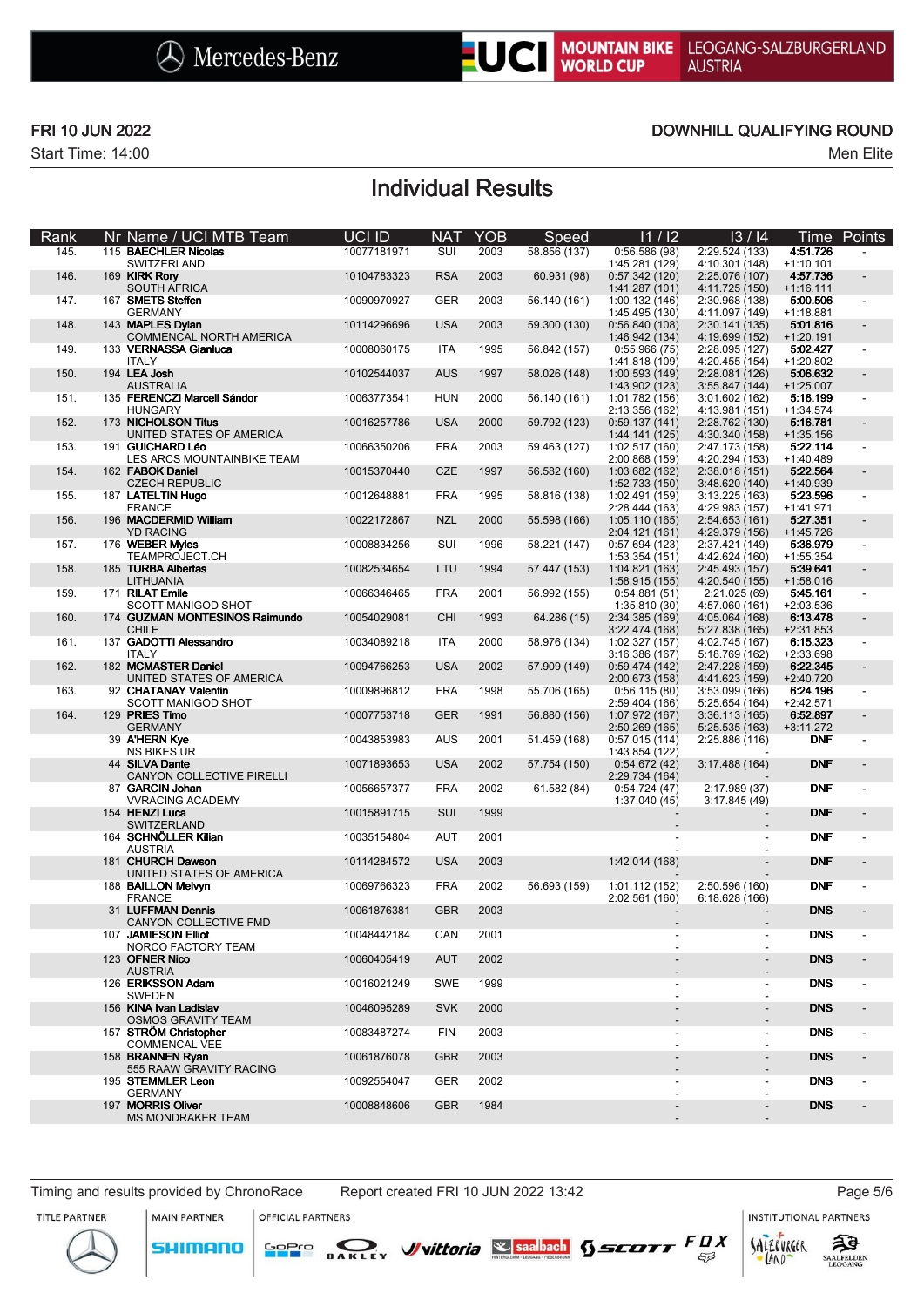FRI 10 JUN 2022

Start Time: 14:00

DOWNHILL QUALIFYING ROUND

Men Elite

# Individual Results

| Rank | Nr | Name / UCI MTB Team | UCI ID | NAT | YOB | Speed | I1 / I2 | I3 / I4 | Time | Points |
|---|---|---|---|---|---|---|---|---|---|---|
| 145. | 115 | **BAECHLER Nicolas**<br>SWITZERLAND | 10077181971 | SUI | 2003 | 58.856 (137) | 0:56.586 (98)<br>1:45.281 (129) | 2:29.524 (133)<br>4:10.301 (148) | **4:51.726**<br>+1:10.101 | - |
| 146. | 169 | **KIRK Rory**<br>SOUTH AFRICA | 10104783323 | RSA | 2003 | 60.931 (98) | 0:57.342 (120)<br>1:41.287 (101) | 2:25.076 (107)<br>4:11.725 (150) | **4:57.736**<br>+1:16.111 | - |
| 147. | 167 | **SMETS Steffen**<br>GERMANY | 10090970927 | GER | 2003 | 56.140 (161) | 1:00.132 (146)<br>1:45.495 (130) | 2:30.968 (138)<br>4:11.097 (149) | **5:00.506**<br>+1:18.881 | - |
| 148. | 143 | **MAPLES Dylan**<br>COMMENCAL NORTH AMERICA | 10114296696 | USA | 2003 | 59.300 (130) | 0:56.840 (108)<br>1:46.942 (134) | 2:30.141 (135)<br>4:19.699 (152) | **5:01.816**<br>+1:20.191 | - |
| 149. | 133 | **VERNASSA Gianluca**<br>ITALY | 10008060175 | ITA | 1995 | 56.842 (157) | 0:55.966 (75)<br>1:41.818 (109) | 2:28.095 (127)<br>4:20.455 (154) | **5:02.427**<br>+1:20.802 | - |
| 150. | 194 | **LEA Josh**<br>AUSTRALIA | 10102544037 | AUS | 1997 | 58.026 (148) | 1:00.593 (149)<br>1:43.902 (123) | 2:28.081 (126)<br>3:55.847 (144) | **5:06.632**<br>+1:25.007 | - |
| 151. | 135 | **FERENCZI Marcell Sándor**<br>HUNGARY | 10063773541 | HUN | 2000 | 56.140 (161) | 1:01.782 (156)<br>2:13.356 (162) | 3:01.602 (162)<br>4:13.981 (151) | **5:16.199**<br>+1:34.574 | - |
| 152. | 173 | **NICHOLSON Titus**<br>UNITED STATES OF AMERICA | 10016257786 | USA | 2000 | 59.792 (123) | 0:59.137 (141)<br>1:44.141 (125) | 2:28.762 (130)<br>4:30.340 (158) | **5:16.781**<br>+1:35.156 | - |
| 153. | 191 | **GUICHARD Léo**<br>LES ARCS MOUNTAINBIKE TEAM | 10066350206 | FRA | 2003 | 59.463 (127) | 1:02.517 (160)<br>2:00.868 (159) | 2:47.173 (158)<br>4:20.294 (153) | **5:22.114**<br>+1:40.489 | - |
| 154. | 162 | **FABOK Daniel**<br>CZECH REPUBLIC | 10015370440 | CZE | 1997 | 56.582 (160) | 1:03.682 (162)<br>1:52.733 (150) | 2:38.018 (151)<br>3:48.620 (140) | **5:22.564**<br>+1:40.939 | - |
| 155. | 187 | **LATELTIN Hugo**<br>FRANCE | 10012648881 | FRA | 1995 | 58.816 (138) | 1:02.491 (159)<br>2:28.444 (163) | 3:13.225 (163)<br>4:29.983 (157) | **5:23.596**<br>+1:41.971 | - |
| 156. | 196 | **MACDERMID William**<br>YD RACING | 10022172867 | NZL | 2000 | 55.598 (166) | 1:05.110 (165)<br>2:04.121 (161) | 2:54.653 (161)<br>4:29.379 (156) | **5:27.351**<br>+1:45.726 | - |
| 157. | 176 | **WEBER Myles**<br>TEAMPROJECT.CH | 10008834256 | SUI | 1996 | 58.221 (147) | 0:57.694 (123)<br>1:53.354 (151) | 2:37.421 (149)<br>4:42.624 (160) | **5:36.979**<br>+1:55.354 | - |
| 158. | 185 | **TURBA Albertas**<br>LITHUANIA | 10082534654 | LTU | 1994 | 57.447 (153) | 1:04.821 (163)<br>1:58.915 (155) | 2:45.493 (157)<br>4:20.540 (155) | **5:39.641**<br>+1:58.016 | - |
| 159. | 171 | **RILAT Emile**<br>SCOTT MANIGOD SHOT | 10066346465 | FRA | 2001 | 56.992 (155) | 0:54.881 (51)<br>1:35.810 (30) | 2:21.025 (69)<br>4:57.060 (161) | **5:45.161**<br>+2:03.536 | - |
| 160. | 174 | **GUZMAN MONTESINOS Raimundo**<br>CHILE | 10054029081 | CHI | 1993 | 64.286 (15) | 2:34.385 (169)<br>3:22.474 (168) | 4:05.064 (168)<br>5:27.838 (165) | **6:13.478**<br>+2:31.853 | - |
| 161. | 137 | **GADOTTI Alessandro**<br>ITALY | 10034089218 | ITA | 2000 | 58.976 (134) | 1:02.327 (157)<br>3:16.386 (167) | 4:02.745 (167)<br>5:18.769 (162) | **6:15.323**<br>+2:33.698 | - |
| 162. | 182 | **MCMASTER Daniel**<br>UNITED STATES OF AMERICA | 10094766253 | USA | 2002 | 57.909 (149) | 0:59.474 (142)<br>2:00.673 (158) | 2:47.228 (159)<br>4:41.623 (159) | **6:22.345**<br>+2:40.720 | - |
| 163. | 92 | **CHATANAY Valentin**<br>SCOTT MANIGOD SHOT | 10009896812 | FRA | 1998 | 55.706 (165) | 0:56.115 (80)<br>2:59.404 (166) | 3:53.099 (166)<br>5:25.654 (164) | **6:24.196**<br>+2:42.571 | - |
| 164. | 129 | **PRIES Timo**<br>GERMANY | 10007753718 | GER | 1991 | 56.880 (156) | 1:07.972 (167)<br>2:50.269 (165) | 3:36.113 (165)<br>5:25.535 (163) | **6:52.897**<br>+3:11.272 | - |
| | 39 | **A'HERN Kye**<br>NS BIKES UR | 10043853983 | AUS | 2001 | 51.459 (168) | 0:57.015 (114)<br>1:43.854 (122) | 2:25.886 (116)<br>- | **DNF** | - |
| | 44 | **SILVA Dante**<br>CANYON COLLECTIVE PIRELLI | 10071893653 | USA | 2002 | 57.754 (150) | 0:54.672 (42)<br>2:29.734 (164) | 3:17.488 (164)<br>- | **DNF** | - |
| | 87 | **GARCIN Johan**<br>VVRACING ACADEMY | 10056657377 | FRA | 2002 | 61.582 (84) | 0:54.724 (47)<br>1:37.040 (45) | 2:17.989 (37)<br>3:17.845 (49) | **DNF** | - |
| | 154 | **HENZI Luca**<br>SWITZERLAND | 10015891715 | SUI | 1999 | | -<br>- | -<br>- | **DNF** | - |
| | 164 | **SCHNÖLLER Kilian**<br>AUSTRIA | 10035154804 | AUT | 2001 | | -<br>- | -<br>- | **DNF** | - |
| | 181 | **CHURCH Dawson**<br>UNITED STATES OF AMERICA | 10114284572 | USA | 2003 | | 1:42.014 (168)<br>- | -<br>- | **DNF** | - |
| | 188 | **BAILLON Melvyn**<br>FRANCE | 10069766323 | FRA | 2002 | 56.693 (159) | 1:01.112 (152)<br>2:02.561 (160) | 2:50.596 (160)<br>6:18.628 (166) | **DNF** | - |
| | 31 | **LUFFMAN Dennis**<br>CANYON COLLECTIVE FMD | 10061876381 | GBR | 2003 | | -<br>- | -<br>- | **DNS** | - |
| | 107 | **JAMIESON Elliot**<br>NORCO FACTORY TEAM | 10048442184 | CAN | 2001 | | -<br>- | -<br>- | **DNS** | - |
| | 123 | **OFNER Nico**<br>AUSTRIA | 10060405419 | AUT | 2002 | | -<br>- | -<br>- | **DNS** | - |
| | 126 | **ERIKSSON Adam**<br>SWEDEN | 10016021249 | SWE | 1999 | | -<br>- | -<br>- | **DNS** | - |
| | 156 | **KINA Ivan Ladislav**<br>OSMOS GRAVITY TEAM | 10046095289 | SVK | 2000 | | -<br>- | -<br>- | **DNS** | - |
| | 157 | **STRÖM Christopher**<br>COMMENCAL VEE | 10083487274 | FIN | 2003 | | -<br>- | -<br>- | **DNS** | - |
| | 158 | **BRANNEN Ryan**<br>555 RAAW GRAVITY RACING | 10061876078 | GBR | 2003 | | -<br>- | -<br>- | **DNS** | - |
| | 195 | **STEMMLER Leon**<br>GERMANY | 10092554047 | GER | 2002 | | -<br>- | -<br>- | **DNS** | - |
| | 197 | **MORRIS Oliver**<br>MS MONDRAKER TEAM | 10008848606 | GBR | 1984 | | -<br>- | -<br>- | **DNS** | - |

Timing and results provided by ChronoRace    Report created FRI 10 JUN 2022 13:42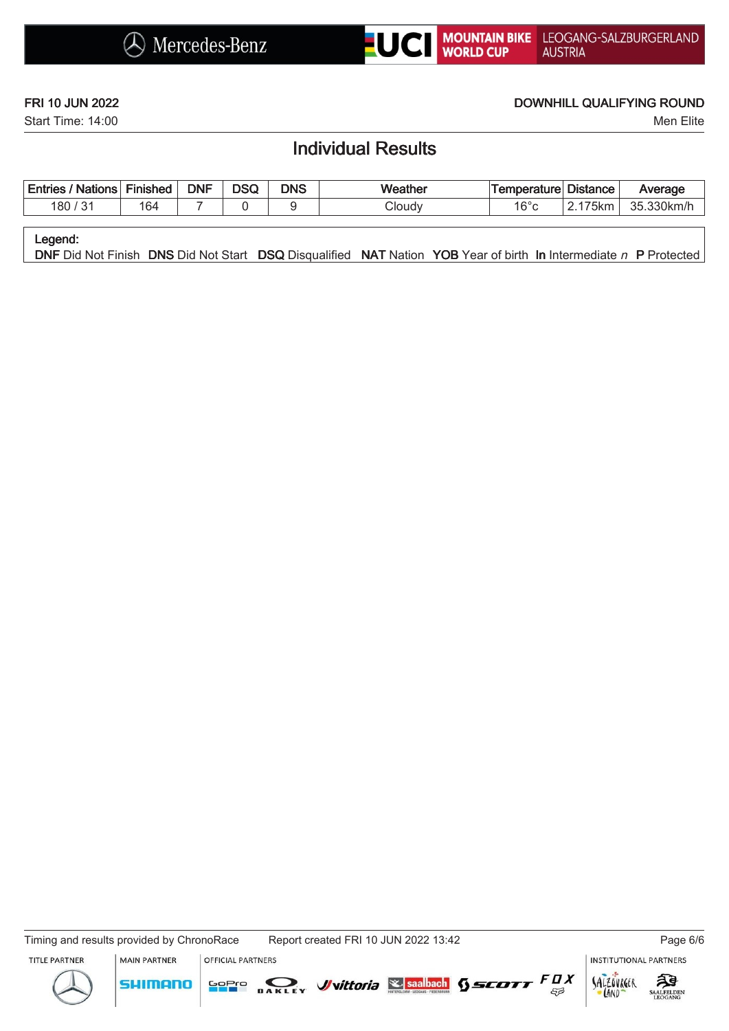FRI 10 JUN 2022

Start Time: 14:00

DOWNHILL QUALIFYING ROUND

Men Elite

# Individual Results

| Entries / Nations | Finished | DNF | DSQ | DNS | Weather | Temperature | Distance | Average |
|---|---|---|---|---|---|---|---|---|
| 180 / 31 | 164 | 7 | 0 | 9 | Cloudy | 16°c | 2.175km | 35.330km/h |

Legend:

**DNF** Did Not Finish **DNS** Did Not Start **DSQ** Disqualified **NAT** Nation **YOB** Year of birth **In** Intermediate *n* **P** Protected

Timing and results provided by ChronoRace

Report created FRI 10 JUN 2022 13:42